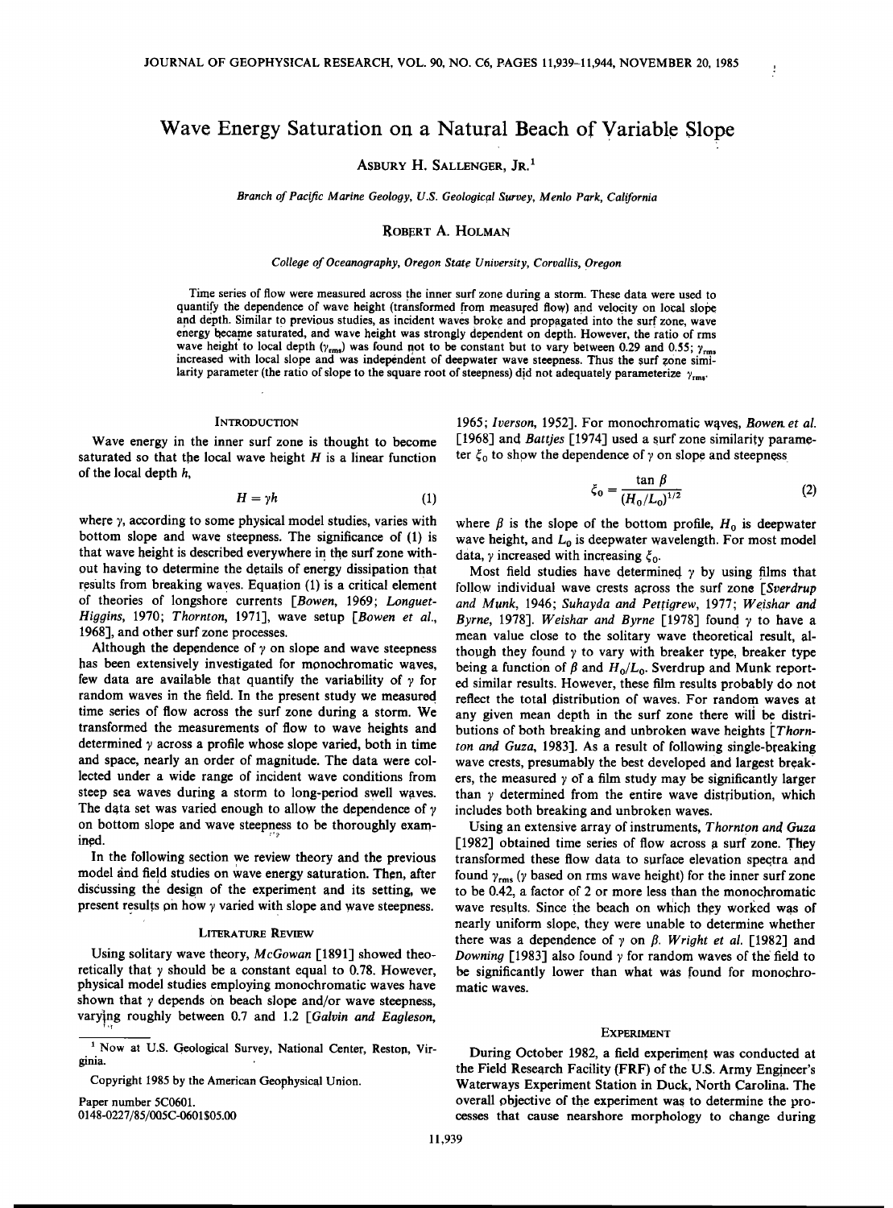# Wave Energy Saturation on a Natural Beach of Variable Slope

ASBURY H. SALLENGER, JR.[1]

*Branch of Pacific Marine Geology, U.S. Geological Survey, Menlo Park, California*

ROBERT A. HOLMAN

*College of Oceanography, Oregon State University, Corvallis, Oregon*

Time series of flow were measured across the inner surf zone during a storm. These data were used to quantify the dependence of wave height (transformed from measured flow) and velocity on local slope and depth. Similar to previous studies, as incident waves broke and propagated into the surf zone, wave energy became saturated, and wave height was strongly dependent on depth. However, the ratio of rms wave height to local depth ($\gamma_{rms}$) was found not to be constant but to vary between 0.29 and 0.55; $\gamma_{rms}$ increased with local slope and was independent of deepwater wave steepness. Thus the surf zone similarity parameter (the ratio of slope to the square root of steepness) did not adequately parameterize $\gamma_{rms}$.

## INTRODUCTION

Wave energy in the inner surf zone is thought to become saturated so that the local wave height $H$ is a linear function of the local depth $h$,

$$H = \gamma h \tag{1}$$

where $\gamma$, according to some physical model studies, varies with bottom slope and wave steepness. The significance of (1) is that wave height is described everywhere in the surf zone without having to determine the details of energy dissipation that results from breaking waves. Equation (1) is a critical element of theories of longshore currents [*Bowen*, 1969; *Longuet-Higgins*, 1970; *Thornton*, 1971], wave setup [*Bowen et al.*, 1968], and other surf zone processes.

Although the dependence of $\gamma$ on slope and wave steepness has been extensively investigated for monochromatic waves, few data are available that quantify the variability of $\gamma$ for random waves in the field. In the present study we measured time series of flow across the surf zone during a storm. We transformed the measurements of flow to wave heights and determined $\gamma$ across a profile whose slope varied, both in time and space, nearly an order of magnitude. The data were collected under a wide range of incident wave conditions from steep sea waves during a storm to long-period swell waves. The data set was varied enough to allow the dependence of $\gamma$ on bottom slope and wave steepness to be thoroughly examined.

In the following section we review theory and the previous model and field studies on wave energy saturation. Then, after discussing the design of the experiment and its setting, we present results on how $\gamma$ varied with slope and wave steepness.

## LITERATURE REVIEW

Using solitary wave theory, *McGowan* [1891] showed theoretically that $\gamma$ should be a constant equal to 0.78. However, physical model studies employing monochromatic waves have shown that $\gamma$ depends on beach slope and/or wave steepness, varying roughly between 0.7 and 1.2 [*Galvin and Eagleson*, 1965; *Iverson*, 1952]. For monochromatic waves, *Bowen et al.* [1968] and *Battjes* [1974] used a surf zone similarity parameter $\xi_0$ to show the dependence of $\gamma$ on slope and steepness

$$\xi_0 = \frac{\tan \beta}{(H_0/L_0)^{1/2}} \tag{2}$$

where $\beta$ is the slope of the bottom profile, $H_0$ is deepwater wave height, and $L_0$ is deepwater wavelength. For most model data, $\gamma$ increased with increasing $\xi_0$.

Most field studies have determined $\gamma$ by using films that follow individual wave crests across the surf zone [*Sverdrup and Munk*, 1946; *Suhayda and Pettigrew*, 1977; *Weishar and Byrne*, 1978]. *Weishar and Byrne* [1978] found $\gamma$ to have a mean value close to the solitary wave theoretical result, although they found $\gamma$ to vary with breaker type, breaker type being a function of $\beta$ and $H_0/L_0$. Sverdrup and Munk reported similar results. However, these film results probably do not reflect the total distribution of waves. For random waves at any given mean depth in the surf zone there will be distributions of both breaking and unbroken wave heights [*Thornton and Guza*, 1983]. As a result of following single-breaking wave crests, presumably the best developed and largest breakers, the measured $\gamma$ of a film study may be significantly larger than $\gamma$ determined from the entire wave distribution, which includes both breaking and unbroken waves.

Using an extensive array of instruments, *Thornton and Guza* [1982] obtained time series of flow across a surf zone. They transformed these flow data to surface elevation spectra and found $\gamma_{rms}$ ($\gamma$ based on rms wave height) for the inner surf zone to be 0.42, a factor of 2 or more less than the monochromatic wave results. Since the beach on which they worked was of nearly uniform slope, they were unable to determine whether there was a dependence of $\gamma$ on $\beta$. *Wright et al.* [1982] and *Downing* [1983] also found $\gamma$ for random waves of the field to be significantly lower than what was found for monochromatic waves.

## EXPERIMENT

During October 1982, a field experiment was conducted at the Field Research Facility (FRF) of the U.S. Army Engineer's Waterways Experiment Station in Duck, North Carolina. The overall objective of the experiment was to determine the processes that cause nearshore morphology to change during

---

[1] Now at U.S. Geological Survey, National Center, Reston, Virginia.

Copyright 1985 by the American Geophysical Union.

Paper number 5C0601.
0148-0227/85/005C-0601$05.00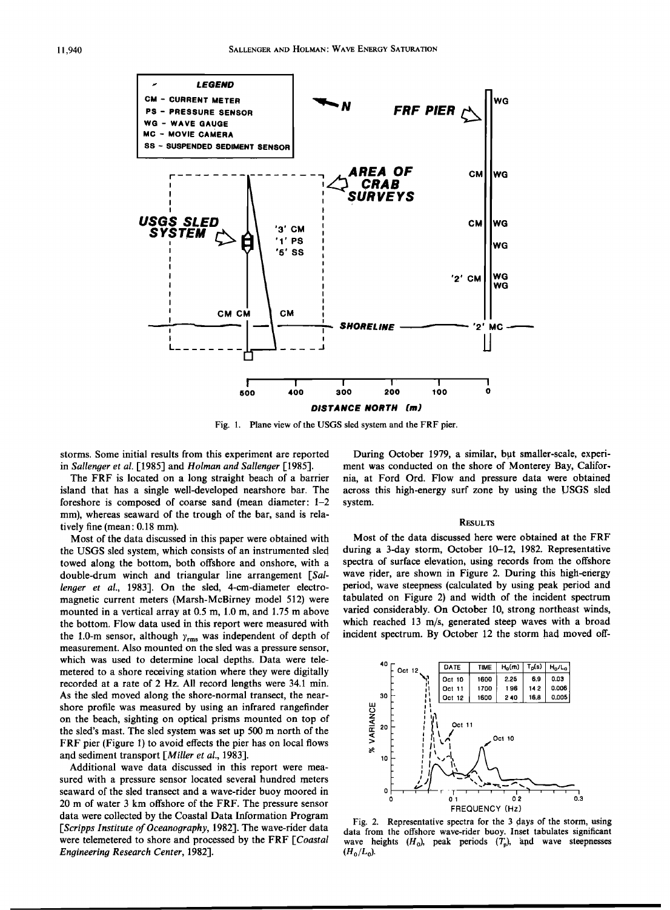Fig. 1. Plane view of the USGS sled system and the FRF pier.

storms. Some initial results from this experiment are reported in *Sallenger et al.* [1985] and *Holman and Sallenger* [1985].

The FRF is located on a long straight beach of a barrier island that has a single well-developed nearshore bar. The foreshore is composed of coarse sand (mean diameter: 1–2 mm), whereas seaward of the trough of the bar, sand is relatively fine (mean: 0.18 mm).

Most of the data discussed in this paper were obtained with the USGS sled system, which consists of an instrumented sled towed along the bottom, both offshore and onshore, with a double-drum winch and triangular line arrangement [*Sallenger et al.*, 1983]. On the sled, 4-cm-diameter electromagnetic current meters (Marsh-McBirney model 512) were mounted in a vertical array at 0.5 m, 1.0 m, and 1.75 m above the bottom. Flow data used in this report were measured with the 1.0-m sensor, although $\gamma_{\mathrm{rms}}$ was independent of depth of measurement. Also mounted on the sled was a pressure sensor, which was used to determine local depths. Data were telemetered to a shore receiving station where they were digitally recorded at a rate of 2 Hz. All record lengths were 34.1 min. As the sled moved along the shore-normal transect, the nearshore profile was measured by using an infrared rangefinder on the beach, sighting on optical prisms mounted on top of the sled's mast. The sled system was set up 500 m north of the FRF pier (Figure 1) to avoid effects the pier has on local flows and sediment transport [*Miller et al.*, 1983].

Additional wave data discussed in this report were measured with a pressure sensor located several hundred meters seaward of the sled transect and a wave-rider buoy moored in 20 m of water 3 km offshore of the FRF. The pressure sensor data were collected by the Coastal Data Information Program [*Scripps Institute of Oceanography*, 1982]. The wave-rider data were telemetered to shore and processed by the FRF [*Coastal Engineering Research Center*, 1982].

During October 1979, a similar, but smaller-scale, experiment was conducted on the shore of Monterey Bay, California, at Ford Ord. Flow and pressure data were obtained across this high-energy surf zone by using the USGS sled system.

## Results

Most of the data discussed here were obtained at the FRF during a 3-day storm, October 10–12, 1982. Representative spectra of surface elevation, using records from the offshore wave rider, are shown in Figure 2. During this high-energy period, wave steepness (calculated by using peak period and tabulated on Figure 2) and width of the incident spectrum varied considerably. On October 10, strong northeast winds, which reached 13 m/s, generated steep waves with a broad incident spectrum. By October 12 the storm had moved off-

| DATE | TIME | $H_0$(m) | $T_p$(s) | $H_0/L_0$ |
|---|---|---|---|---|
| Oct 10 | 1600 | 2.25 | 6.9 | 0.03 |
| Oct 11 | 1700 | 1.96 | 14.2 | 0.006 |
| Oct 12 | 1600 | 2.40 | 16.8 | 0.005 |

Fig. 2. Representative spectra for the 3 days of the storm, using data from the offshore wave-rider buoy. Inset tabulates significant wave heights ($H_0$), peak periods ($T_p$), and wave steepnesses ($H_0/L_0$).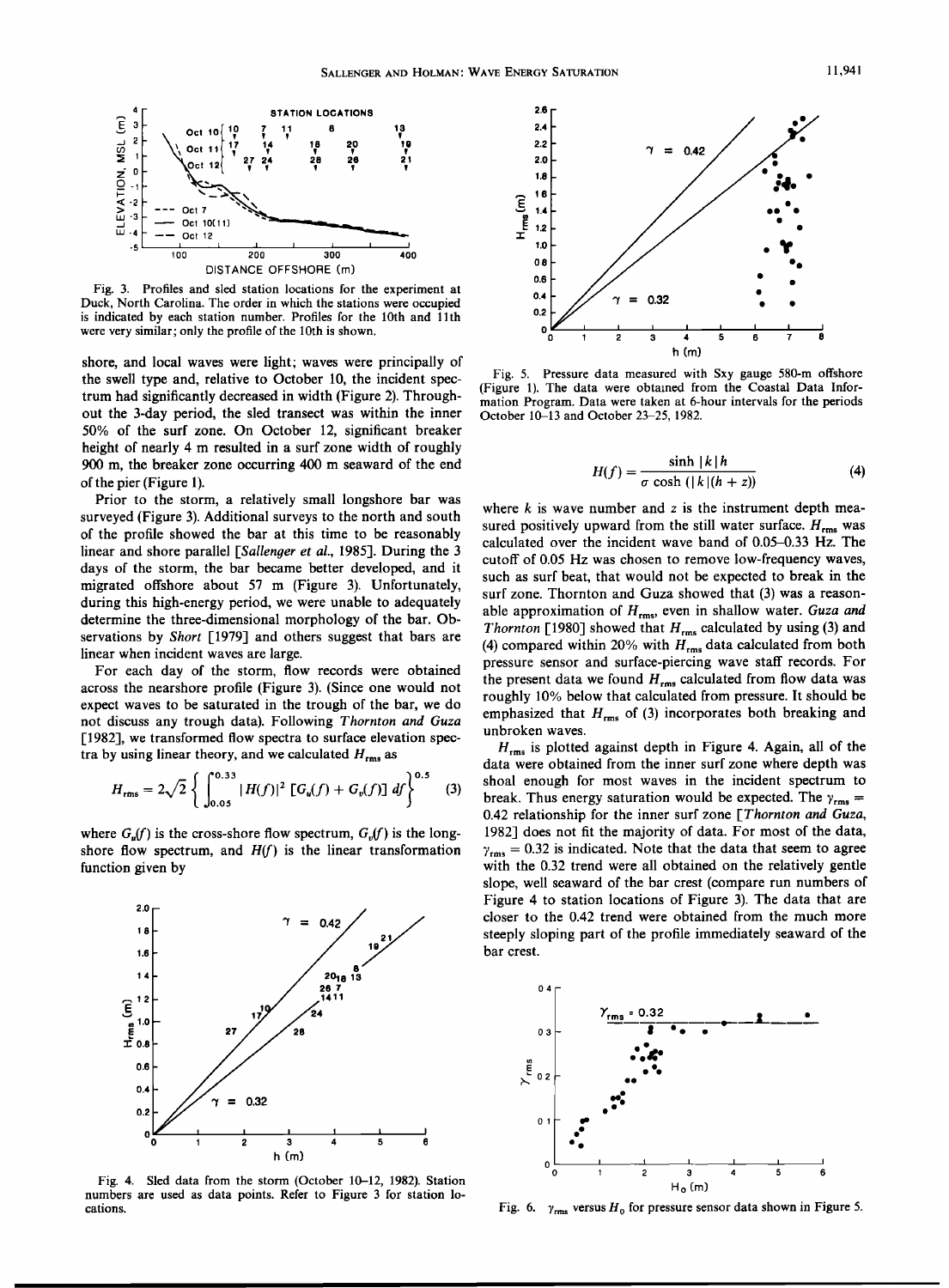Fig. 3. Profiles and sled station locations for the experiment at Duck, North Carolina. The order in which the stations were occupied is indicated by each station number. Profiles for the 10th and 11th were very similar; only the profile of the 10th is shown.

shore, and local waves were light; waves were principally of the swell type and, relative to October 10, the incident spectrum had significantly decreased in width (Figure 2). Throughout the 3-day period, the sled transect was within the inner 50% of the surf zone. On October 12, significant breaker height of nearly 4 m resulted in a surf zone width of roughly 900 m, the breaker zone occurring 400 m seaward of the end of the pier (Figure 1).

Prior to the storm, a relatively small longshore bar was surveyed (Figure 3). Additional surveys to the north and south of the profile showed the bar at this time to be reasonably linear and shore parallel [*Sallenger et al.*, 1985]. During the 3 days of the storm, the bar became better developed, and it migrated offshore about 57 m (Figure 3). Unfortunately, during this high-energy period, we were unable to adequately determine the three-dimensional morphology of the bar. Observations by *Short* [1979] and others suggest that bars are linear when incident waves are large.

For each day of the storm, flow records were obtained across the nearshore profile (Figure 3). (Since one would not expect waves to be saturated in the trough of the bar, we do not discuss any trough data). Following *Thornton and Guza* [1982], we transformed flow spectra to surface elevation spectra by using linear theory, and we calculated $H_{rms}$ as

$$H_{rms} = 2\sqrt{2}\left\{\int_{0.05}^{0.33} |H(f)|^2 \left[G_u(f) + G_v(f)\right] df\right\}^{0.5} \quad (3)$$

where $G_u(f)$ is the cross-shore flow spectrum, $G_v(f)$ is the longshore flow spectrum, and $H(f)$ is the linear transformation function given by

Fig. 4. Sled data from the storm (October 10–12, 1982). Station numbers are used as data points. Refer to Figure 3 for station locations.

Fig. 5. Pressure data measured with Sxy gauge 580-m offshore (Figure 1). The data were obtained from the Coastal Data Information Program. Data were taken at 6-hour intervals for the periods October 10–13 and October 23–25, 1982.

$$H(f) = \frac{\sinh |k| h}{\sigma \cosh (|k|(h + z))} \quad (4)$$

where $k$ is wave number and $z$ is the instrument depth measured positively upward from the still water surface. $H_{rms}$ was calculated over the incident wave band of 0.05–0.33 Hz. The cutoff of 0.05 Hz was chosen to remove low-frequency waves, such as surf beat, that would not be expected to break in the surf zone. Thornton and Guza showed that (3) was a reasonable approximation of $H_{rms}$, even in shallow water. *Guza and Thornton* [1980] showed that $H_{rms}$ calculated by using (3) and (4) compared within 20% with $H_{rms}$ data calculated from both pressure sensor and surface-piercing wave staff records. For the present data we found $H_{rms}$ calculated from flow data was roughly 10% below that calculated from pressure. It should be emphasized that $H_{rms}$ of (3) incorporates both breaking and unbroken waves.

$H_{rms}$ is plotted against depth in Figure 4. Again, all of the data were obtained from the inner surf zone where depth was shoal enough for most waves in the incident spectrum to break. Thus energy saturation would be expected. The $\gamma_{rms}$ = 0.42 relationship for the inner surf zone [*Thornton and Guza*, 1982] does not fit the majority of data. For most of the data, $\gamma_{rms}$ = 0.32 is indicated. Note that the data that seem to agree with the 0.32 trend were all obtained on the relatively gentle slope, well seaward of the bar crest (compare run numbers of Figure 4 to station locations of Figure 3). The data that are closer to the 0.42 trend were obtained from the much more steeply sloping part of the profile immediately seaward of the bar crest.

Fig. 6. $\gamma_{rms}$ versus $H_0$ for pressure sensor data shown in Figure 5.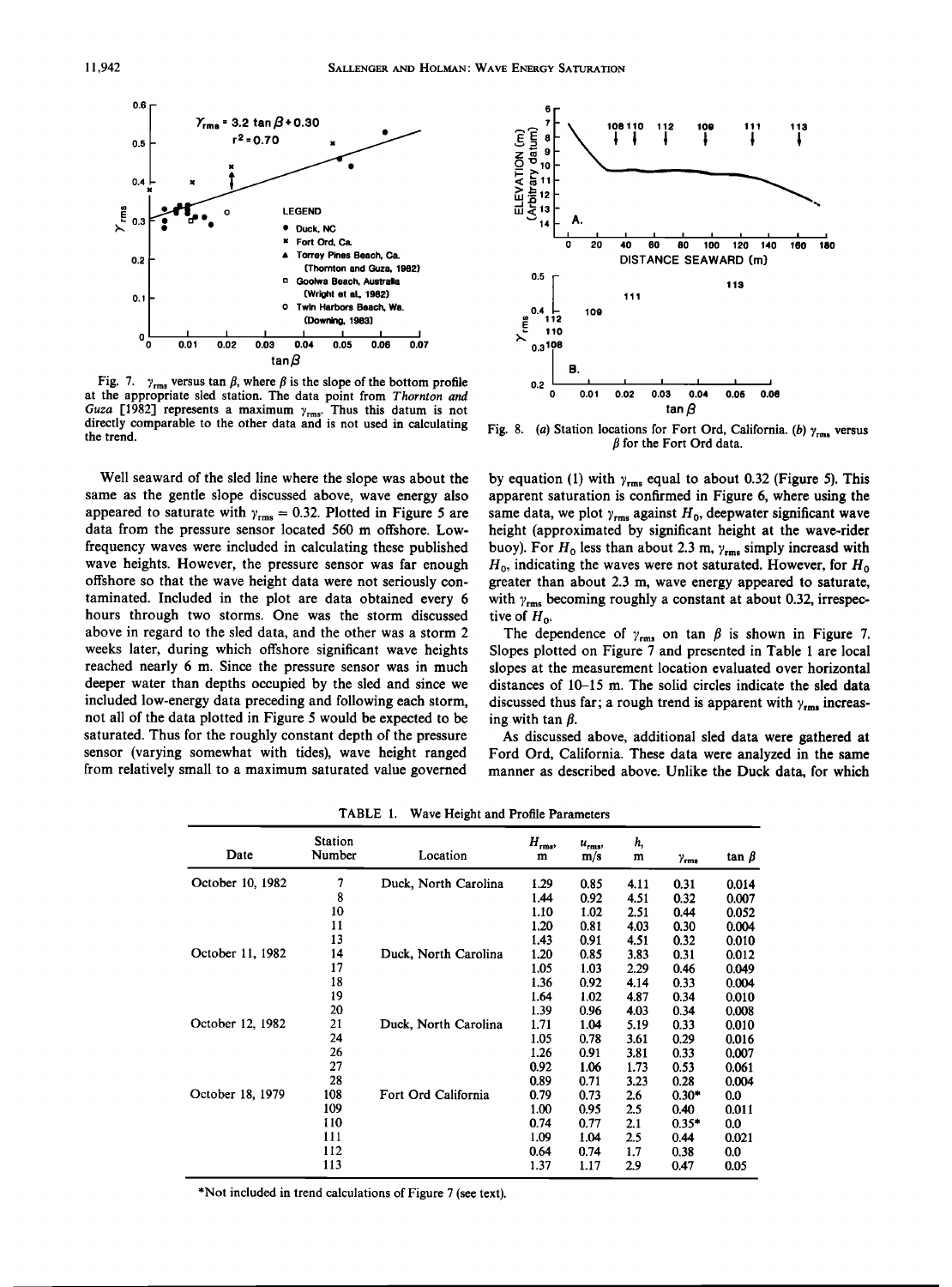Fig. 7. $\gamma_{rms}$ versus $\tan \beta$, where $\beta$ is the slope of the bottom profile at the appropriate sled station. The data point from *Thornton and Guza* [1982] represents a maximum $\gamma_{rms}$. Thus this datum is not directly comparable to the other data and is not used in calculating the trend.

Fig. 8. (*a*) Station locations for Fort Ord, California. (*b*) $\gamma_{rms}$ versus $\beta$ for the Fort Ord data.

Well seaward of the sled line where the slope was about the same as the gentle slope discussed above, wave energy also appeared to saturate with $\gamma_{rms} = 0.32$. Plotted in Figure 5 are data from the pressure sensor located 560 m offshore. Low-frequency waves were included in calculating these published wave heights. However, the pressure sensor was far enough offshore so that the wave height data were not seriously contaminated. Included in the plot are data obtained every 6 hours through two storms. One was the storm discussed above in regard to the sled data, and the other was a storm 2 weeks later, during which offshore significant wave heights reached nearly 6 m. Since the pressure sensor was in much deeper water than depths occupied by the sled and since we included low-energy data preceding and following each storm, not all of the data plotted in Figure 5 would be expected to be saturated. Thus for the roughly constant depth of the pressure sensor (varying somewhat with tides), wave height ranged from relatively small to a maximum saturated value governed by equation (1) with $\gamma_{rms}$ equal to about 0.32 (Figure 5). This apparent saturation is confirmed in Figure 6, where using the same data, we plot $\gamma_{rms}$ against $H_0$, deepwater significant wave height (approximated by significant height at the wave-rider buoy). For $H_0$ less than about 2.3 m, $\gamma_{rms}$ simply increasd with $H_0$, indicating the waves were not saturated. However, for $H_0$ greater than about 2.3 m, wave energy appeared to saturate, with $\gamma_{rms}$ becoming roughly a constant at about 0.32, irrespective of $H_0$.

The dependence of $\gamma_{rms}$ on $\tan \beta$ is shown in Figure 7. Slopes plotted on Figure 7 and presented in Table 1 are local slopes at the measurement location evaluated over horizontal distances of 10–15 m. The solid circles indicate the sled data discussed thus far; a rough trend is apparent with $\gamma_{rms}$ increasing with $\tan \beta$.

As discussed above, additional sled data were gathered at Ford Ord, California. These data were analyzed in the same manner as described above. Unlike the Duck data, for which

TABLE 1. Wave Height and Profile Parameters

| Date | Station Number | Location | $H_{rms}$, m | $u_{rms}$, m/s | $h$, m | $\gamma_{rms}$ | $\tan \beta$ |
|---|---|---|---|---|---|---|---|
| October 10, 1982 | 7 | Duck, North Carolina | 1.29 | 0.85 | 4.11 | 0.31 | 0.014 |
| | 8 | | 1.44 | 0.92 | 4.51 | 0.32 | 0.007 |
| | 10 | | 1.10 | 1.02 | 2.51 | 0.44 | 0.052 |
| | 11 | | 1.20 | 0.81 | 4.03 | 0.30 | 0.004 |
| | 13 | | 1.43 | 0.91 | 4.51 | 0.32 | 0.010 |
| October 11, 1982 | 14 | Duck, North Carolina | 1.20 | 0.85 | 3.83 | 0.31 | 0.012 |
| | 17 | | 1.05 | 1.03 | 2.29 | 0.46 | 0.049 |
| | 18 | | 1.36 | 0.92 | 4.14 | 0.33 | 0.004 |
| | 19 | | 1.64 | 1.02 | 4.87 | 0.34 | 0.010 |
| | 20 | | 1.39 | 0.96 | 4.03 | 0.34 | 0.008 |
| October 12, 1982 | 21 | Duck, North Carolina | 1.71 | 1.04 | 5.19 | 0.33 | 0.010 |
| | 24 | | 1.05 | 0.78 | 3.61 | 0.29 | 0.016 |
| | 26 | | 1.26 | 0.91 | 3.81 | 0.33 | 0.007 |
| | 27 | | 0.92 | 1.06 | 1.73 | 0.53 | 0.061 |
| | 28 | | 0.89 | 0.71 | 3.23 | 0.28 | 0.004 |
| October 18, 1979 | 108 | Fort Ord California | 0.79 | 0.73 | 2.6 | 0.30* | 0.0 |
| | 109 | | 1.00 | 0.95 | 2.5 | 0.40 | 0.011 |
| | 110 | | 0.74 | 0.77 | 2.1 | 0.35* | 0.0 |
| | 111 | | 1.09 | 1.04 | 2.5 | 0.44 | 0.021 |
| | 112 | | 0.64 | 0.74 | 1.7 | 0.38 | 0.0 |
| | 113 | | 1.37 | 1.17 | 2.9 | 0.47 | 0.05 |

*Not included in trend calculations of Figure 7 (see text).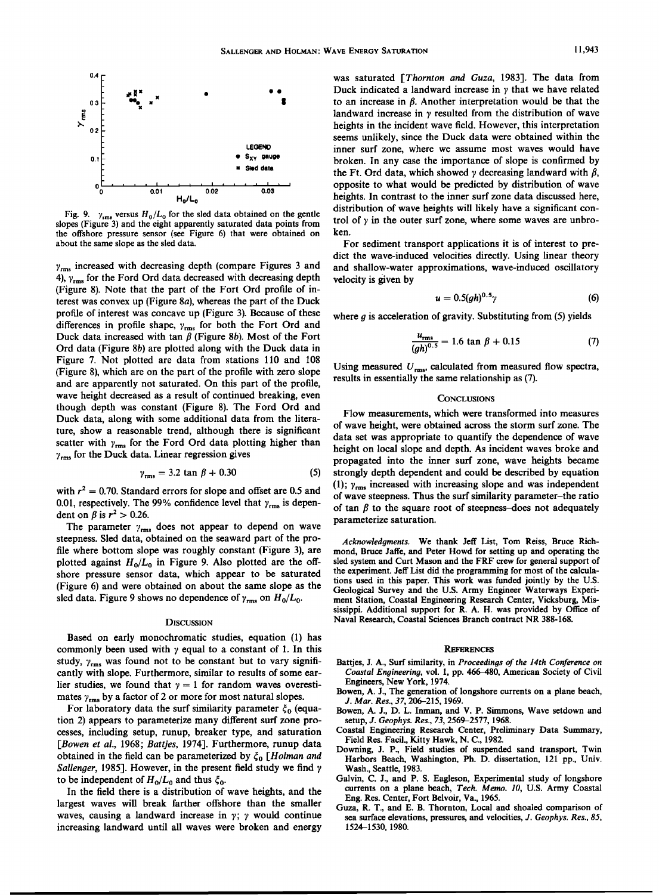Fig. 9. $\gamma_{rms}$ versus $H_0/L_0$ for the sled data obtained on the gentle slopes (Figure 3) and the eight apparently saturated data points from the offshore pressure sensor (see Figure 6) that were obtained on about the same slope as the sled data.

$\gamma_{rms}$ increased with decreasing depth (compare Figures 3 and 4), $\gamma_{rms}$ for the Ford Ord data decreased with decreasing depth (Figure 8). Note that the part of the Fort Ord profile of interest was convex up (Figure 8*a*), whereas the part of the Duck profile of interest was concave up (Figure 3). Because of these differences in profile shape, $\gamma_{rms}$ for both the Fort Ord and Duck data increased with tan $\beta$ (Figure 8*b*). Most of the Fort Ord data (Figure 8*b*) are plotted along with the Duck data in Figure 7. Not plotted are data from stations 110 and 108 (Figure 8), which are on the part of the profile with zero slope and are apparently not saturated. On this part of the profile, wave height decreased as a result of continued breaking, even though depth was constant (Figure 8). The Ford Ord and Duck data, along with some additional data from the literature, show a reasonable trend, although there is significant scatter with $\gamma_{rms}$ for the Ford Ord data plotting higher than $\gamma_{rms}$ for the Duck data. Linear regression gives

$$\gamma_{rms} = 3.2 \tan \beta + 0.30 \tag{5}$$

with $r^2 = 0.70$. Standard errors for slope and offset are 0.5 and 0.01, respectively. The 99% confidence level that $\gamma_{rms}$ is dependent on $\beta$ is $r^2 > 0.26$.

The parameter $\gamma_{rms}$ does not appear to depend on wave steepness. Sled data, obtained on the seaward part of the profile where bottom slope was roughly constant (Figure 3), are plotted against $H_0/L_0$ in Figure 9. Also plotted are the offshore pressure sensor data, which appear to be saturated (Figure 6) and were obtained on about the same slope as the sled data. Figure 9 shows no dependence of $\gamma_{rms}$ on $H_0/L_0$.

## Discussion

Based on early monochromatic studies, equation (1) has commonly been used with $\gamma$ equal to a constant of 1. In this study, $\gamma_{rms}$ was found not to be constant but to vary significantly with slope. Furthermore, similar to results of some earlier studies, we found that $\gamma = 1$ for random waves overestimates $\gamma_{rms}$ by a factor of 2 or more for most natural slopes.

For laboratory data the surf similarity parameter $\xi_0$ (equation 2) appears to parameterize many different surf zone processes, including setup, runup, breaker type, and saturation [*Bowen et al.*, 1968; *Battjes*, 1974]. Furthermore, runup data obtained in the field can be parameterized by $\xi_0$ [*Holman and Sallenger*, 1985]. However, in the present field study we find $\gamma$ to be independent of $H_0/L_0$ and thus $\xi_0$.

In the field there is a distribution of wave heights, and the largest waves will break farther offshore than the smaller waves, causing a landward increase in $\gamma$; $\gamma$ would continue increasing landward until all waves were broken and energy was saturated [*Thornton and Guza*, 1983]. The data from Duck indicated a landward increase in $\gamma$ that we have related to an increase in $\beta$. Another interpretation would be that the landward increase in $\gamma$ resulted from the distribution of wave heights in the incident wave field. However, this interpretation seems unlikely, since the Duck data were obtained within the inner surf zone, where we assume most waves would have broken. In any case the importance of slope is confirmed by the Ft. Ord data, which showed $\gamma$ decreasing landward with $\beta$, opposite to what would be predicted by distribution of wave heights. In contrast to the inner surf zone data discussed here, distribution of wave heights will likely have a significant control of $\gamma$ in the outer surf zone, where some waves are unbroken.

For sediment transport applications it is of interest to predict the wave-induced velocities directly. Using linear theory and shallow-water approximations, wave-induced oscillatory velocity is given by

$$u = 0.5(gh)^{0.5}\gamma \tag{6}$$

where $g$ is acceleration of gravity. Substituting from (5) yields

$$\frac{u_{rms}}{(gh)^{0.5}} = 1.6 \tan \beta + 0.15 \tag{7}$$

Using measured $U_{rms}$, calculated from measured flow spectra, results in essentially the same relationship as (7).

## Conclusions

Flow measurements, which were transformed into measures of wave height, were obtained across the storm surf zone. The data set was appropriate to quantify the dependence of wave height on local slope and depth. As incident waves broke and propagated into the inner surf zone, wave heights became strongly depth dependent and could be described by equation (1); $\gamma_{rms}$ increased with increasing slope and was independent of wave steepness. Thus the surf similarity parameter–the ratio of tan $\beta$ to the square root of steepness–does not adequately parameterize saturation.

*Acknowledgments.* We thank Jeff List, Tom Reiss, Bruce Richmond, Bruce Jaffe, and Peter Howd for setting up and operating the sled system and Curt Mason and the FRF crew for general support of the experiment. Jeff List did the programming for most of the calculations used in this paper. This work was funded jointly by the U.S. Geological Survey and the U.S. Army Engineer Waterways Experiment Station, Coastal Engineering Research Center, Vicksburg, Mississippi. Additional support for R. A. H. was provided by Office of Naval Research, Coastal Sciences Branch contract NR 388-168.

## References

Battjes, J. A., Surf similarity, in *Proceedings of the 14th Conference on Coastal Engineering*, vol. 1, pp. 466–480, American Society of Civil Engineers, New York, 1974.

Bowen, A. J., The generation of longshore currents on a plane beach, *J. Mar. Res.*, *37*, 206–215, 1969.

Bowen, A. J., D. L. Inman, and V. P. Simmons, Wave setdown and setup, *J. Geophys. Res.*, *73*, 2569–2577, 1968.

Coastal Engineering Research Center, Preliminary Data Summary, Field Res. Facil., Kitty Hawk, N. C., 1982.

Downing, J. P., Field studies of suspended sand transport, Twin Harbors Beach, Washington, Ph. D. dissertation, 121 pp., Univ. Wash., Seattle, 1983.

Galvin, C. J., and P. S. Eagleson, Experimental study of longshore currents on a plane beach, *Tech. Memo. 10*, U.S. Army Coastal Eng. Res. Center, Fort Belvoir, Va., 1965.

Guza, R. T., and E. B. Thornton, Local and shoaled comparison of sea surface elevations, pressures, and velocities, *J. Geophys. Res.*, *85*, 1524–1530, 1980.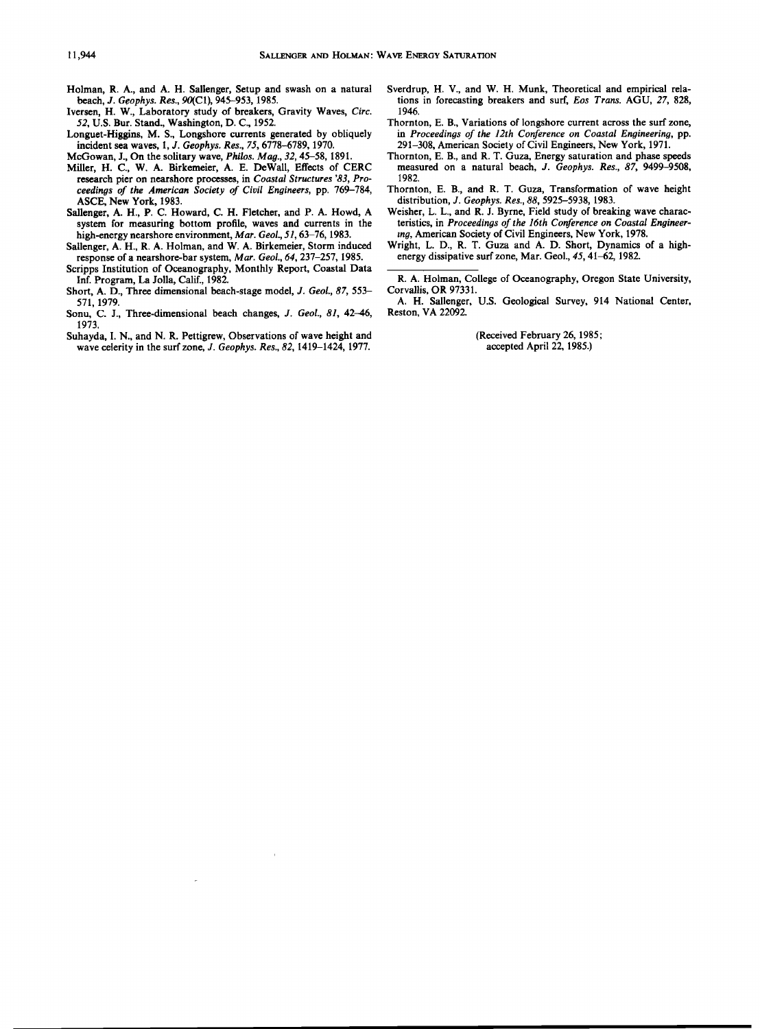Holman, R. A., and A. H. Sallenger, Setup and swash on a natural beach, *J. Geophys. Res.*, *90*(C1), 945–953, 1985.

Iversen, H. W., Laboratory study of breakers, Gravity Waves, *Circ. 52*, U.S. Bur. Stand., Washington, D. C., 1952.

Longuet-Higgins, M. S., Longshore currents generated by obliquely incident sea waves, 1, *J. Geophys. Res.*, *75*, 6778–6789, 1970.

McGowan, J., On the solitary wave, *Philos. Mag.*, *32*, 45–58, 1891.

Miller, H. C., W. A. Birkemeier, A. E. DeWall, Effects of CERC research pier on nearshore processes, in *Coastal Structures '83, Proceedings of the American Society of Civil Engineers*, pp. 769–784, ASCE, New York, 1983.

Sallenger, A. H., P. C. Howard, C. H. Fletcher, and P. A. Howd, A system for measuring bottom profile, waves and currents in the high-energy nearshore environment, *Mar. Geol.*, *51*, 63–76, 1983.

Sallenger, A. H., R. A. Holman, and W. A. Birkemeier, Storm induced response of a nearshore-bar system, *Mar. Geol.*, *64*, 237–257, 1985.

Scripps Institution of Oceanography, Monthly Report, Coastal Data Inf. Program, La Jolla, Calif., 1982.

Short, A. D., Three dimensional beach-stage model, *J. Geol.*, *87*, 553–571, 1979.

Sonu, C. J., Three-dimensional beach changes, *J. Geol.*, *81*, 42–46, 1973.

Suhayda, I. N., and N. R. Pettigrew, Observations of wave height and wave celerity in the surf zone, *J. Geophys. Res.*, *82*, 1419–1424, 1977.

Sverdrup, H. V., and W. H. Munk, Theoretical and empirical relations in forecasting breakers and surf, *Eos Trans.* AGU, *27*, 828, 1946.

Thornton, E. B., Variations of longshore current across the surf zone, in *Proceedings of the 12th Conference on Coastal Engineering*, pp. 291–308, American Society of Civil Engineers, New York, 1971.

Thornton, E. B., and R. T. Guza, Energy saturation and phase speeds measured on a natural beach, *J. Geophys. Res.*, *87*, 9499–9508, 1982.

Thornton, E. B., and R. T. Guza, Transformation of wave height distribution, *J. Geophys. Res.*, *88*, 5925–5938, 1983.

Weisher, L. L., and R. J. Byrne, Field study of breaking wave characteristics, in *Proceedings of the 16th Conference on Coastal Engineering*, American Society of Civil Engineers, New York, 1978.

Wright, L. D., R. T. Guza and A. D. Short, Dynamics of a high-energy dissipative surf zone, Mar. Geol., *45*, 41–62, 1982.

---

R. A. Holman, College of Oceanography, Oregon State University, Corvallis, OR 97331.

A. H. Sallenger, U.S. Geological Survey, 914 National Center, Reston, VA 22092.

(Received February 26, 1985;
accepted April 22, 1985.)